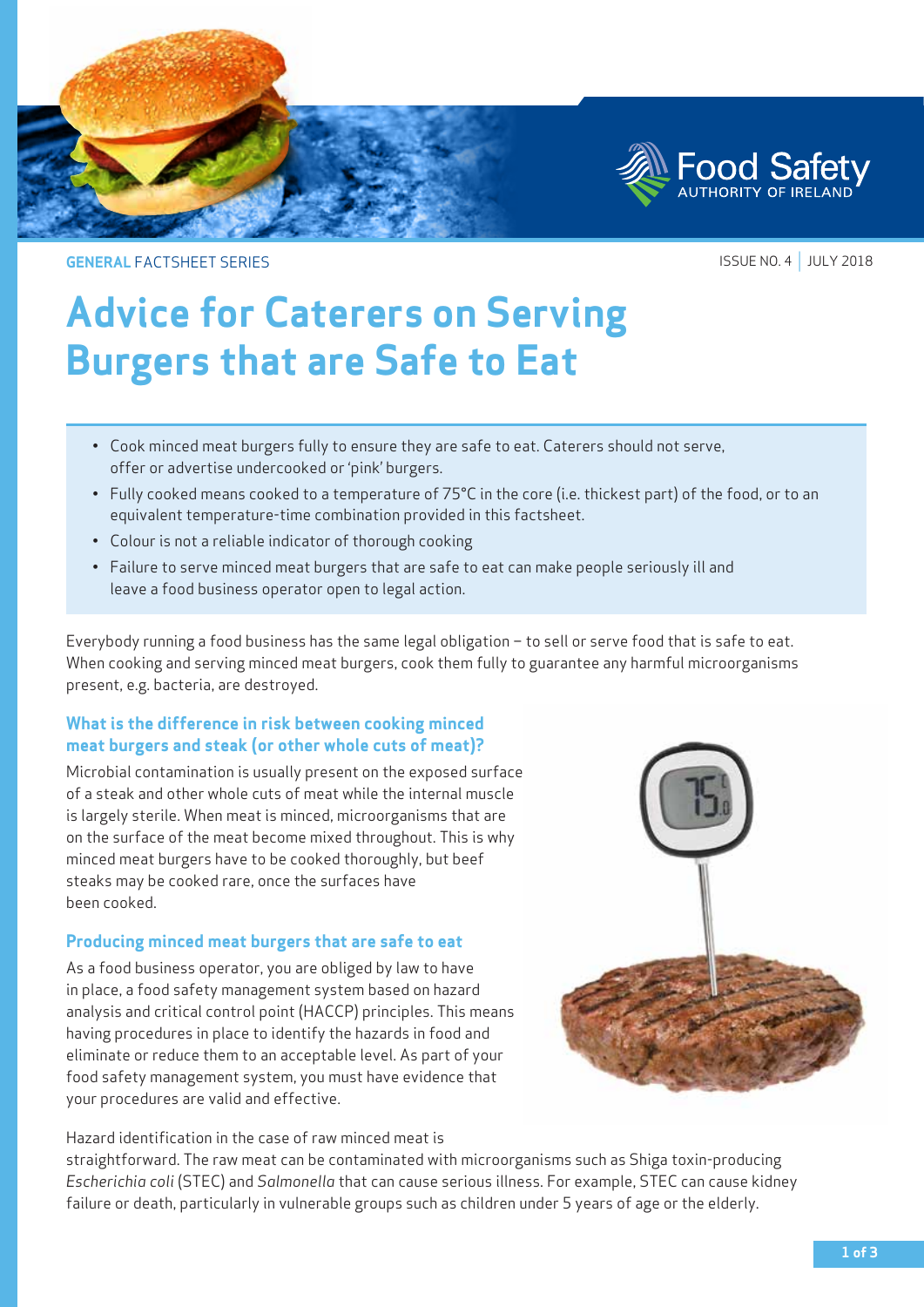GENERAL FACTSHEET SERIES

ISSUE NO. 4 | JULY 2018

# Advice for Caterers on Serving Burgers that are Safe to Eat

- Cook minced meat burgers fully to ensure they are safe to eat. Caterers should not serve, offer or advertise undercooked or 'pink' burgers.
- Fully cooked means cooked to a temperature of 75°C in the core (i.e. thickest part) of the food, or to an equivalent temperature-time combination provided in this factsheet.
- Colour is not a reliable indicator of thorough cooking
- Failure to serve minced meat burgers that are safe to eat can make people seriously ill and leave a food business operator open to legal action.

Everybody running a food business has the same legal obligation – to sell or serve food that is safe to eat. When cooking and serving minced meat burgers, cook them fully to guarantee any harmful microorganisms present, e.g. bacteria, are destroyed.

## What is the difference in risk between cooking minced meat burgers and steak (or other whole cuts of meat)?

Microbial contamination is usually present on the exposed surface of a steak and other whole cuts of meat while the internal muscle is largely sterile. When meat is minced, microorganisms that are on the surface of the meat become mixed throughout. This is why minced meat burgers have to be cooked thoroughly, but beef steaks may be cooked rare, once the surfaces have been cooked.

## Producing minced meat burgers that are safe to eat

As a food business operator, you are obliged by law to have in place, a food safety management system based on hazard analysis and critical control point (HACCP) principles. This means having procedures in place to identify the hazards in food and eliminate or reduce them to an acceptable level. As part of your food safety management system, you must have evidence that your procedures are valid and effective.

Hazard identification in the case of raw minced meat is straightforward. The raw meat can be contaminated with microorganisms such as Shiga toxin-producing *Escherichia coli* (STEC) and *Salmonella* that can cause serious illness. For example, STEC can cause kidney failure or death, particularly in vulnerable groups such as children under 5 years of age or the elderly.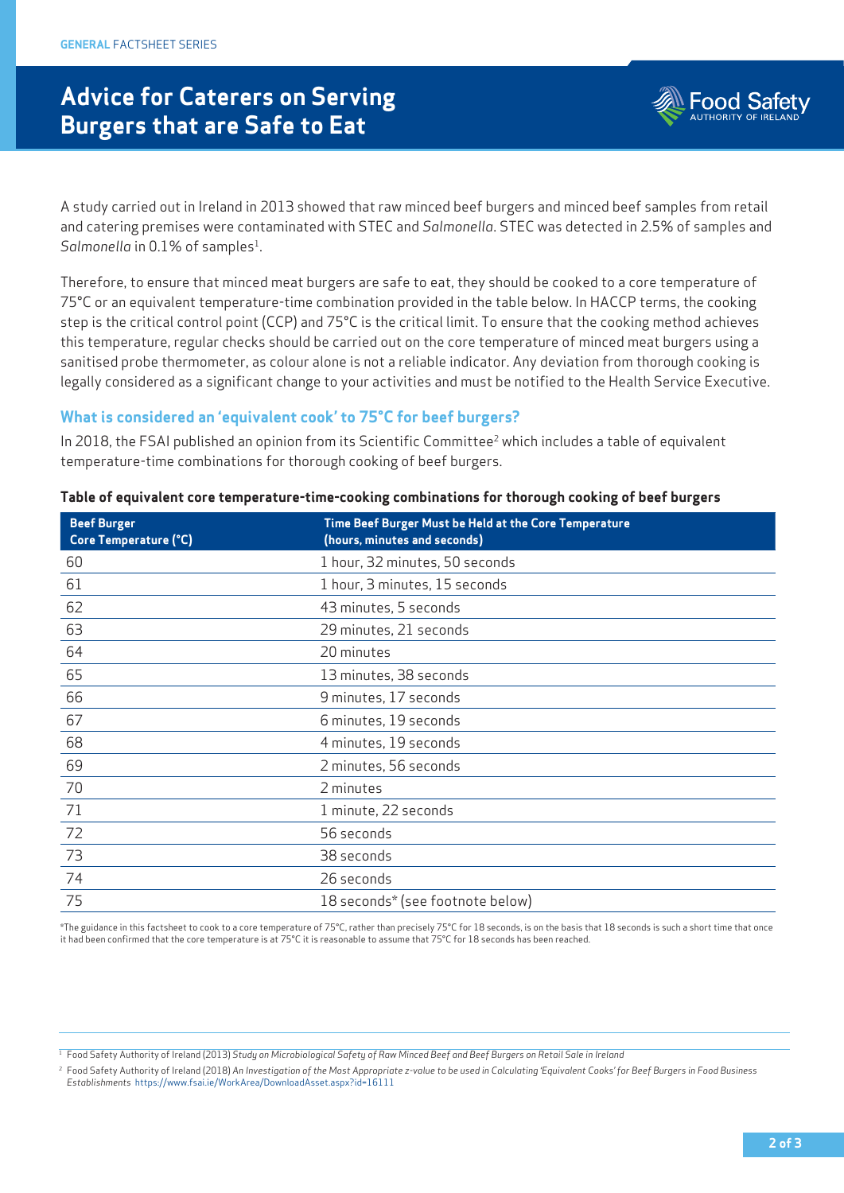# Advice for Caterers on Serving Burgers that are Safe to Eat

A study carried out in Ireland in 2013 showed that raw minced beef burgers and minced beef samples from retail and catering premises were contaminated with STEC and *Salmonella*. STEC was detected in 2.5% of samples and *Salmonella* in 0.1% of samples[1].

Therefore, to ensure that minced meat burgers are safe to eat, they should be cooked to a core temperature of 75°C or an equivalent temperature-time combination provided in the table below. In HACCP terms, the cooking step is the critical control point (CCP) and 75°C is the critical limit. To ensure that the cooking method achieves this temperature, regular checks should be carried out on the core temperature of minced meat burgers using a sanitised probe thermometer, as colour alone is not a reliable indicator. Any deviation from thorough cooking is legally considered as a significant change to your activities and must be notified to the Health Service Executive.

## What is considered an 'equivalent cook' to 75°C for beef burgers?

In 2018, the FSAI published an opinion from its Scientific Committee[2] which includes a table of equivalent temperature-time combinations for thorough cooking of beef burgers.

**Table of equivalent core temperature-time-cooking combinations for thorough cooking of beef burgers**

| Beef Burger Core Temperature (°C) | Time Beef Burger Must be Held at the Core Temperature (hours, minutes and seconds) |
|---|---|
| 60 | 1 hour, 32 minutes, 50 seconds |
| 61 | 1 hour, 3 minutes, 15 seconds |
| 62 | 43 minutes, 5 seconds |
| 63 | 29 minutes, 21 seconds |
| 64 | 20 minutes |
| 65 | 13 minutes, 38 seconds |
| 66 | 9 minutes, 17 seconds |
| 67 | 6 minutes, 19 seconds |
| 68 | 4 minutes, 19 seconds |
| 69 | 2 minutes, 56 seconds |
| 70 | 2 minutes |
| 71 | 1 minute, 22 seconds |
| 72 | 56 seconds |
| 73 | 38 seconds |
| 74 | 26 seconds |
| 75 | 18 seconds* (see footnote below) |

*The guidance in this factsheet to cook to a core temperature of 75°C, rather than precisely 75°C for 18 seconds, is on the basis that 18 seconds is such a short time that once it had been confirmed that the core temperature is at 75°C it is reasonable to assume that 75°C for 18 seconds has been reached.

[1] Food Safety Authority of Ireland (2013) *Study on Microbiological Safety of Raw Minced Beef and Beef Burgers on Retail Sale in Ireland*

[2] Food Safety Authority of Ireland (2018) *An Investigation of the Most Appropriate z-value to be used in Calculating 'Equivalent Cooks' for Beef Burgers in Food Business Establishments* https://www.fsai.ie/WorkArea/DownloadAsset.aspx?id=16111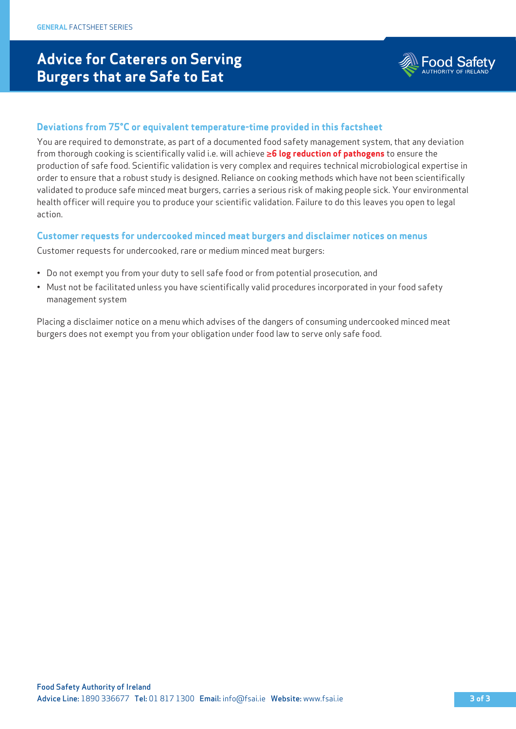## Deviations from 75°C or equivalent temperature-time provided in this factsheet

You are required to demonstrate, as part of a documented food safety management system, that any deviation from thorough cooking is scientifically valid i.e. will achieve **≥6 log reduction of pathogens** to ensure the production of safe food. Scientific validation is very complex and requires technical microbiological expertise in order to ensure that a robust study is designed. Reliance on cooking methods which have not been scientifically validated to produce safe minced meat burgers, carries a serious risk of making people sick. Your environmental health officer will require you to produce your scientific validation. Failure to do this leaves you open to legal action.

## Customer requests for undercooked minced meat burgers and disclaimer notices on menus

Customer requests for undercooked, rare or medium minced meat burgers:

- Do not exempt you from your duty to sell safe food or from potential prosecution, and
- Must not be facilitated unless you have scientifically valid procedures incorporated in your food safety management system

Placing a disclaimer notice on a menu which advises of the dangers of consuming undercooked minced meat burgers does not exempt you from your obligation under food law to serve only safe food.